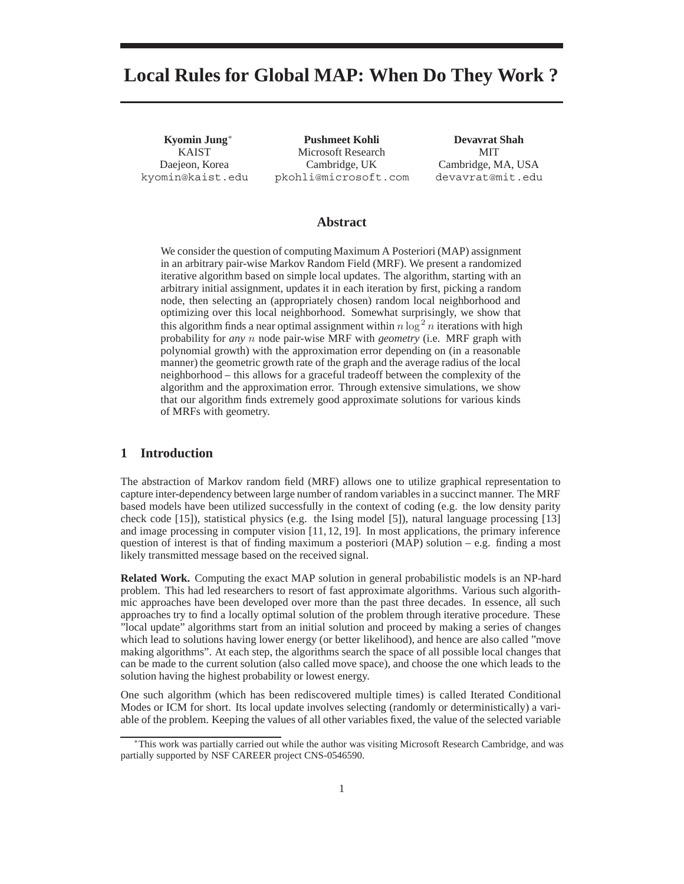# Local Rules for Global MAP: When Do They Work ?

**Kyomin Jung**[*]
KAIST
Daejeon, Korea
kyomin@kaist.edu

**Pushmeet Kohli**
Microsoft Research
Cambridge, UK
pkohli@microsoft.com

**Devavrat Shah**
MIT
Cambridge, MA, USA
devavrat@mit.edu

## Abstract

We consider the question of computing Maximum A Posteriori (MAP) assignment in an arbitrary pair-wise Markov Random Field (MRF). We present a randomized iterative algorithm based on simple local updates. The algorithm, starting with an arbitrary initial assignment, updates it in each iteration by first, picking a random node, then selecting an (appropriately chosen) random local neighborhood and optimizing over this local neighborhood. Somewhat surprisingly, we show that this algorithm finds a near optimal assignment within $n \log^2 n$ iterations with high probability for *any* $n$ node pair-wise MRF with *geometry* (i.e. MRF graph with polynomial growth) with the approximation error depending on (in a reasonable manner) the geometric growth rate of the graph and the average radius of the local neighborhood – this allows for a graceful tradeoff between the complexity of the algorithm and the approximation error. Through extensive simulations, we show that our algorithm finds extremely good approximate solutions for various kinds of MRFs with geometry.

## 1 Introduction

The abstraction of Markov random field (MRF) allows one to utilize graphical representation to capture inter-dependency between large number of random variables in a succinct manner. The MRF based models have been utilized successfully in the context of coding (e.g. the low density parity check code [15]), statistical physics (e.g. the Ising model [5]), natural language processing [13] and image processing in computer vision [11, 12, 19]. In most applications, the primary inference question of interest is that of finding maximum a posteriori (MAP) solution – e.g. finding a most likely transmitted message based on the received signal.

**Related Work.** Computing the exact MAP solution in general probabilistic models is an NP-hard problem. This had led researchers to resort of fast approximate algorithms. Various such algorithmic approaches have been developed over more than the past three decades. In essence, all such approaches try to find a locally optimal solution of the problem through iterative procedure. These "local update" algorithms start from an initial solution and proceed by making a series of changes which lead to solutions having lower energy (or better likelihood), and hence are also called "move making algorithms". At each step, the algorithms search the space of all possible local changes that can be made to the current solution (also called move space), and choose the one which leads to the solution having the highest probability or lowest energy.

One such algorithm (which has been rediscovered multiple times) is called Iterated Conditional Modes or ICM for short. Its local update involves selecting (randomly or deterministically) a variable of the problem. Keeping the values of all other variables fixed, the value of the selected variable

[*] This work was partially carried out while the author was visiting Microsoft Research Cambridge, and was partially supported by NSF CAREER project CNS-0546590.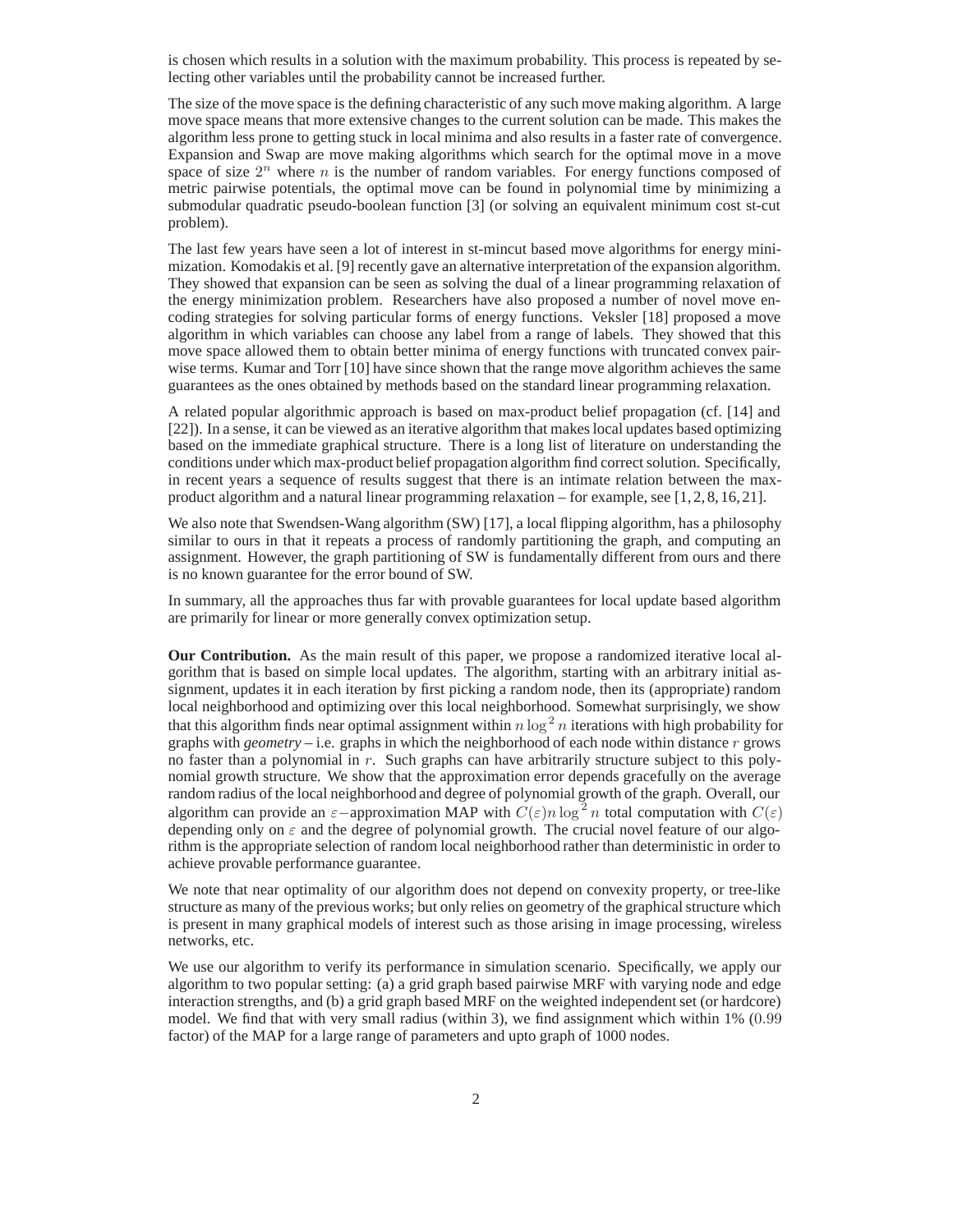is chosen which results in a solution with the maximum probability. This process is repeated by selecting other variables until the probability cannot be increased further.

The size of the move space is the defining characteristic of any such move making algorithm. A large move space means that more extensive changes to the current solution can be made. This makes the algorithm less prone to getting stuck in local minima and also results in a faster rate of convergence. Expansion and Swap are move making algorithms which search for the optimal move in a move space of size $2^n$ where $n$ is the number of random variables. For energy functions composed of metric pairwise potentials, the optimal move can be found in polynomial time by minimizing a submodular quadratic pseudo-boolean function [3] (or solving an equivalent minimum cost st-cut problem).

The last few years have seen a lot of interest in st-mincut based move algorithms for energy minimization. Komodakis et al. [9] recently gave an alternative interpretation of the expansion algorithm. They showed that expansion can be seen as solving the dual of a linear programming relaxation of the energy minimization problem. Researchers have also proposed a number of novel move encoding strategies for solving particular forms of energy functions. Veksler [18] proposed a move algorithm in which variables can choose any label from a range of labels. They showed that this move space allowed them to obtain better minima of energy functions with truncated convex pairwise terms. Kumar and Torr [10] have since shown that the range move algorithm achieves the same guarantees as the ones obtained by methods based on the standard linear programming relaxation.

A related popular algorithmic approach is based on max-product belief propagation (cf. [14] and [22]). In a sense, it can be viewed as an iterative algorithm that makes local updates based optimizing based on the immediate graphical structure. There is a long list of literature on understanding the conditions under which max-product belief propagation algorithm find correct solution. Specifically, in recent years a sequence of results suggest that there is an intimate relation between the max-product algorithm and a natural linear programming relaxation – for example, see [1, 2, 8, 16, 21].

We also note that Swendsen-Wang algorithm (SW) [17], a local flipping algorithm, has a philosophy similar to ours in that it repeats a process of randomly partitioning the graph, and computing an assignment. However, the graph partitioning of SW is fundamentally different from ours and there is no known guarantee for the error bound of SW.

In summary, all the approaches thus far with provable guarantees for local update based algorithm are primarily for linear or more generally convex optimization setup.

**Our Contribution.** As the main result of this paper, we propose a randomized iterative local algorithm that is based on simple local updates. The algorithm, starting with an arbitrary initial assignment, updates it in each iteration by first picking a random node, then its (appropriate) random local neighborhood and optimizing over this local neighborhood. Somewhat surprisingly, we show that this algorithm finds near optimal assignment within $n \log^2 n$ iterations with high probability for graphs with *geometry* – i.e. graphs in which the neighborhood of each node within distance $r$ grows no faster than a polynomial in $r$. Such graphs can have arbitrarily structure subject to this polynomial growth structure. We show that the approximation error depends gracefully on the average random radius of the local neighborhood and degree of polynomial growth of the graph. Overall, our algorithm can provide an $\varepsilon-$approximation MAP with $C(\varepsilon) n \log^2 n$ total computation with $C(\varepsilon)$ depending only on $\varepsilon$ and the degree of polynomial growth. The crucial novel feature of our algorithm is the appropriate selection of random local neighborhood rather than deterministic in order to achieve provable performance guarantee.

We note that near optimality of our algorithm does not depend on convexity property, or tree-like structure as many of the previous works; but only relies on geometry of the graphical structure which is present in many graphical models of interest such as those arising in image processing, wireless networks, etc.

We use our algorithm to verify its performance in simulation scenario. Specifically, we apply our algorithm to two popular setting: (a) a grid graph based pairwise MRF with varying node and edge interaction strengths, and (b) a grid graph based MRF on the weighted independent set (or hardcore) model. We find that with very small radius (within 3), we find assignment which within 1% ($0.99$ factor) of the MAP for a large range of parameters and upto graph of 1000 nodes.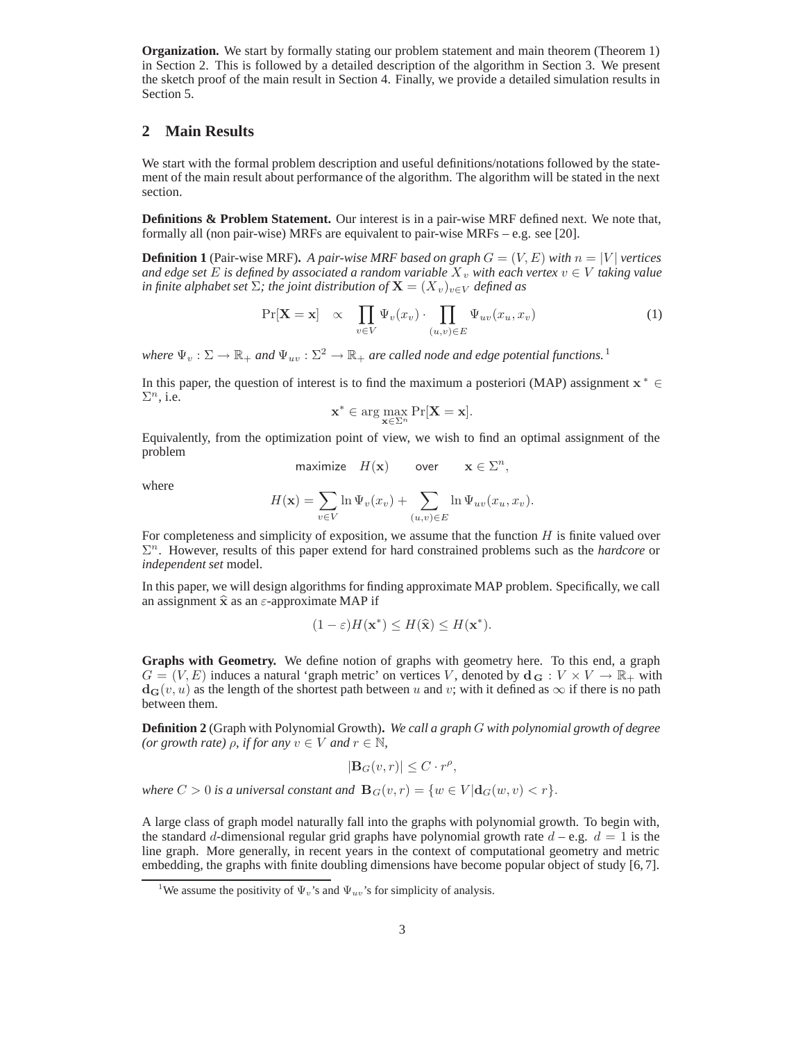**Organization.** We start by formally stating our problem statement and main theorem (Theorem 1) in Section 2. This is followed by a detailed description of the algorithm in Section 3. We present the sketch proof of the main result in Section 4. Finally, we provide a detailed simulation results in Section 5.

## 2 Main Results

We start with the formal problem description and useful definitions/notations followed by the statement of the main result about performance of the algorithm. The algorithm will be stated in the next section.

**Definitions & Problem Statement.** Our interest is in a pair-wise MRF defined next. We note that, formally all (non pair-wise) MRFs are equivalent to pair-wise MRFs – e.g. see [20].

**Definition 1** (Pair-wise MRF). *A pair-wise MRF based on graph $G = (V, E)$ with $n = |V|$ vertices and edge set $E$ is defined by associated a random variable $X_v$ with each vertex $v \in V$ taking value in finite alphabet set $\Sigma$; the joint distribution of $\mathbf{X} = (X_v)_{v \in V}$ defined as*

$$\Pr[\mathbf{X} = \mathbf{x}] \quad \propto \quad \prod_{v \in V} \Psi_v(x_v) \cdot \prod_{(u,v) \in E} \Psi_{uv}(x_u, x_v) \tag{1}$$

*where $\Psi_v : \Sigma \to \mathbb{R}_+$ and $\Psi_{uv} : \Sigma^2 \to \mathbb{R}_+$ are called node and edge potential functions.*[1]

In this paper, the question of interest is to find the maximum a posteriori (MAP) assignment $\mathbf{x}^* \in \Sigma^n$, i.e.

$$\mathbf{x}^* \in \arg \max_{\mathbf{x} \in \Sigma^n} \Pr[\mathbf{X} = \mathbf{x}].$$

Equivalently, from the optimization point of view, we wish to find an optimal assignment of the problem

$$\text{maximize} \quad H(\mathbf{x}) \qquad \text{over} \qquad \mathbf{x} \in \Sigma^n,$$

where

$$H(\mathbf{x}) = \sum_{v \in V} \ln \Psi_v(x_v) + \sum_{(u,v) \in E} \ln \Psi_{uv}(x_u, x_v).$$

For completeness and simplicity of exposition, we assume that the function $H$ is finite valued over $\Sigma^n$. However, results of this paper extend for hard constrained problems such as the *hardcore* or *independent set* model.

In this paper, we will design algorithms for finding approximate MAP problem. Specifically, we call an assignment $\widehat{\mathbf{x}}$ as an $\varepsilon$-approximate MAP if

$$(1 - \varepsilon) H(\mathbf{x}^*) \leq H(\widehat{\mathbf{x}}) \leq H(\mathbf{x}^*).$$

**Graphs with Geometry.** We define notion of graphs with geometry here. To this end, a graph $G = (V, E)$ induces a natural 'graph metric' on vertices $V$, denoted by $\mathbf{d}_{\mathbf{G}} : V \times V \to \mathbb{R}_+$ with $\mathbf{d}_{\mathbf{G}}(v, u)$ as the length of the shortest path between $u$ and $v$; with it defined as $\infty$ if there is no path between them.

**Definition 2** (Graph with Polynomial Growth). *We call a graph $G$ with polynomial growth of degree (or growth rate) $\rho$, if for any $v \in V$ and $r \in \mathbb{N}$,*

$$|\mathbf{B}_G(v, r)| \leq C \cdot r^\rho,$$

*where $C > 0$ is a universal constant and $\mathbf{B}_G(v, r) = \{w \in V | \mathbf{d}_G(w, v) < r\}$.*

A large class of graph model naturally fall into the graphs with polynomial growth. To begin with, the standard $d$-dimensional regular grid graphs have polynomial growth rate $d$ – e.g. $d = 1$ is the line graph. More generally, in recent years in the context of computational geometry and metric embedding, the graphs with finite doubling dimensions have become popular object of study [6, 7].

[1] We assume the positivity of $\Psi_v$'s and $\Psi_{uv}$'s for simplicity of analysis.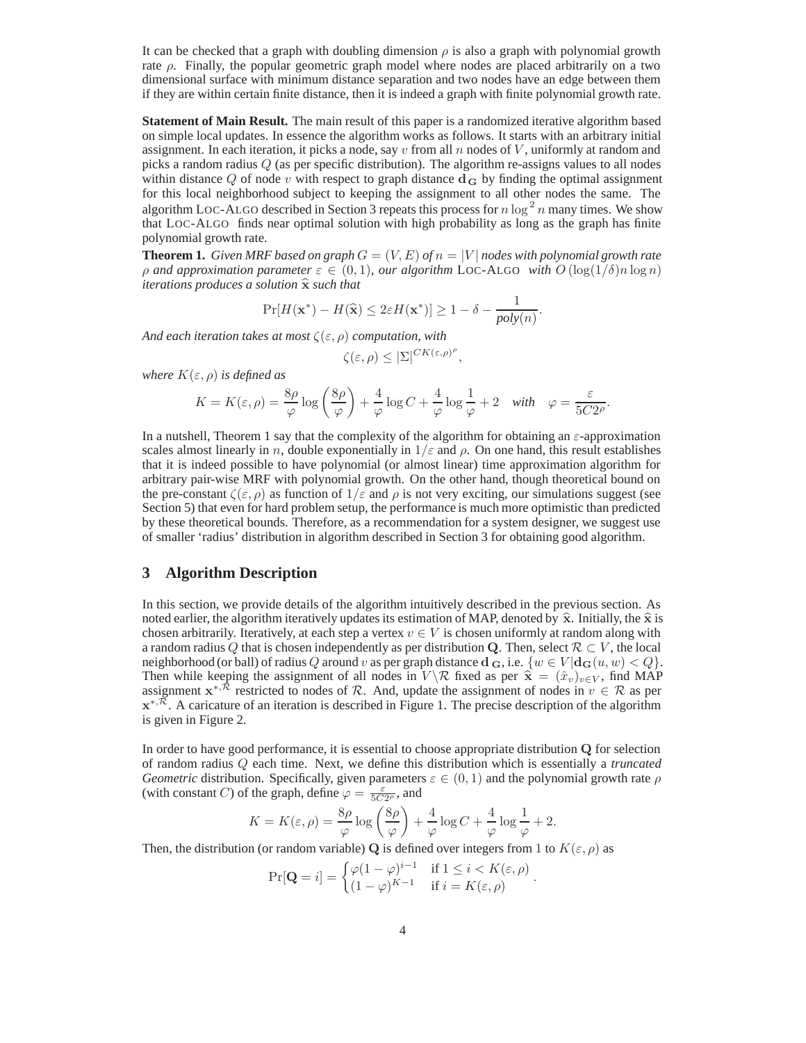It can be checked that a graph with doubling dimension $\rho$ is also a graph with polynomial growth rate $\rho$. Finally, the popular geometric graph model where nodes are placed arbitrarily on a two dimensional surface with minimum distance separation and two nodes have an edge between them if they are within certain finite distance, then it is indeed a graph with finite polynomial growth rate.

**Statement of Main Result.** The main result of this paper is a randomized iterative algorithm based on simple local updates. In essence the algorithm works as follows. It starts with an arbitrary initial assignment. In each iteration, it picks a node, say $v$ from all $n$ nodes of $V$, uniformly at random and picks a random radius $Q$ (as per specific distribution). The algorithm re-assigns values to all nodes within distance $Q$ of node $v$ with respect to graph distance $\mathbf{d_G}$ by finding the optimal assignment for this local neighborhood subject to keeping the assignment to all other nodes the same. The algorithm LOC-ALGO described in Section 3 repeats this process for $n \log^2 n$ many times. We show that LOC-ALGO finds near optimal solution with high probability as long as the graph has finite polynomial growth rate.

**Theorem 1.** *Given MRF based on graph $G = (V, E)$ of $n = |V|$ nodes with polynomial growth rate $\rho$ and approximation parameter $\varepsilon \in (0, 1)$, our algorithm* LOC-ALGO *with $O(\log(1/\delta) n \log n)$ iterations produces a solution $\widehat{\mathbf{x}}$ such that*

$$\Pr[H(\mathbf{x}^*) - H(\widehat{\mathbf{x}}) \leq 2\varepsilon H(\mathbf{x}^*)] \geq 1 - \delta - \frac{1}{poly(n)}.$$

*And each iteration takes at most $\zeta(\varepsilon, \rho)$ computation, with*

$$\zeta(\varepsilon, \rho) \leq |\Sigma|^{CK(\varepsilon,\rho)^\rho},$$

*where $K(\varepsilon, \rho)$ is defined as*

$$K = K(\varepsilon, \rho) = \frac{8\rho}{\varphi} \log\left(\frac{8\rho}{\varphi}\right) + \frac{4}{\varphi} \log C + \frac{4}{\varphi} \log \frac{1}{\varphi} + 2 \quad \textit{with} \quad \varphi = \frac{\varepsilon}{5C2^\rho}.$$

In a nutshell, Theorem 1 say that the complexity of the algorithm for obtaining an $\varepsilon$-approximation scales almost linearly in $n$, double exponentially in $1/\varepsilon$ and $\rho$. On one hand, this result establishes that it is indeed possible to have polynomial (or almost linear) time approximation algorithm for arbitrary pair-wise MRF with polynomial growth. On the other hand, though theoretical bound on the pre-constant $\zeta(\varepsilon, \rho)$ as function of $1/\varepsilon$ and $\rho$ is not very exciting, our simulations suggest (see Section 5) that even for hard problem setup, the performance is much more optimistic than predicted by these theoretical bounds. Therefore, as a recommendation for a system designer, we suggest use of smaller 'radius' distribution in algorithm described in Section 3 for obtaining good algorithm.

## 3 Algorithm Description

In this section, we provide details of the algorithm intuitively described in the previous section. As noted earlier, the algorithm iteratively updates its estimation of MAP, denoted by $\widehat{\mathbf{x}}$. Initially, the $\widehat{\mathbf{x}}$ is chosen arbitrarily. Iteratively, at each step a vertex $v \in V$ is chosen uniformly at random along with a random radius $Q$ that is chosen independently as per distribution $\mathbf{Q}$. Then, select $\mathcal{R} \subset V$, the local neighborhood (or ball) of radius $Q$ around $v$ as per graph distance $\mathbf{d_G}$, i.e. $\{w \in V | \mathbf{d_G}(u, w) < Q\}$. Then while keeping the assignment of all nodes in $V \backslash \mathcal{R}$ fixed as per $\widehat{\mathbf{x}} = (\hat{x}_v)_{v \in V}$, find MAP assignment $\mathbf{x}^{*,\mathcal{R}}$ restricted to nodes of $\mathcal{R}$. And, update the assignment of nodes in $v \in \mathcal{R}$ as per $\mathbf{x}^{*,\mathcal{R}}$. A caricature of an iteration is described in Figure 1. The precise description of the algorithm is given in Figure 2.

In order to have good performance, it is essential to choose appropriate distribution $\mathbf{Q}$ for selection of random radius $Q$ each time. Next, we define this distribution which is essentially a *truncated Geometric* distribution. Specifically, given parameters $\varepsilon \in (0, 1)$ and the polynomial growth rate $\rho$ (with constant $C$) of the graph, define $\varphi = \frac{\varepsilon}{5C2^\rho}$, and

$$K = K(\varepsilon, \rho) = \frac{8\rho}{\varphi} \log\left(\frac{8\rho}{\varphi}\right) + \frac{4}{\varphi} \log C + \frac{4}{\varphi} \log \frac{1}{\varphi} + 2.$$

Then, the distribution (or random variable) $\mathbf{Q}$ is defined over integers from 1 to $K(\varepsilon, \rho)$ as

$$\Pr[\mathbf{Q} = i] = \begin{cases} \varphi(1 - \varphi)^{i-1} & \text{if } 1 \leq i < K(\varepsilon, \rho) \\ (1 - \varphi)^{K-1} & \text{if } i = K(\varepsilon, \rho) \end{cases}.$$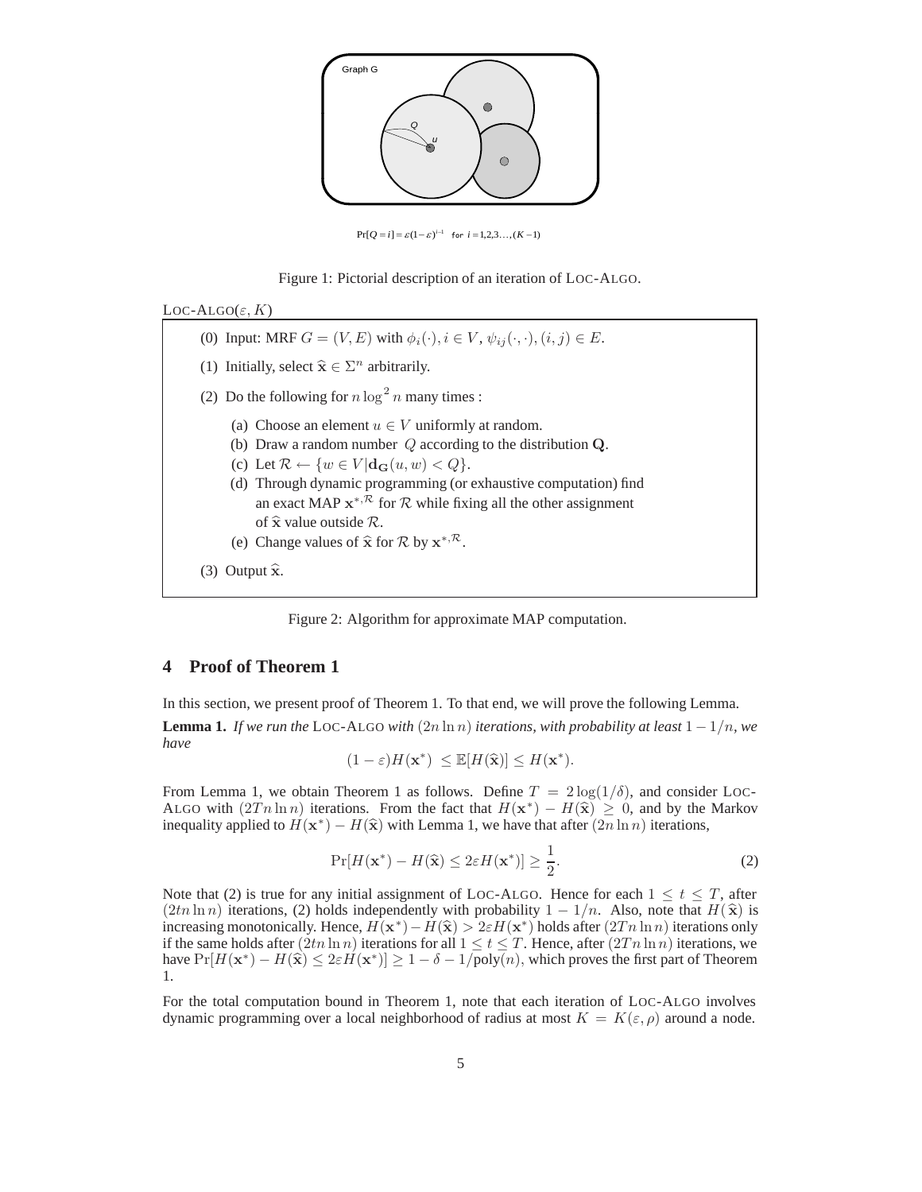Graph G

Q

u

$\Pr[Q = i] = \varepsilon(1-\varepsilon)^{i-1}$ for $i = 1,2,3\ldots,(K-1)$

Figure 1: Pictorial description of an iteration of LOC-ALGO.

LOC-ALGO($\varepsilon, K$)

(0) Input: MRF $G = (V, E)$ with $\phi_i(\cdot), i \in V$, $\psi_{ij}(\cdot,\cdot), (i,j) \in E$.

(1) Initially, select $\widehat{\mathbf{x}} \in \Sigma^n$ arbitrarily.

(2) Do the following for $n \log^2 n$ many times :

- (a) Choose an element $u \in V$ uniformly at random.
- (b) Draw a random number $Q$ according to the distribution $\mathbf{Q}$.
- (c) Let $\mathcal{R} \leftarrow \{w \in V | \mathbf{d_G}(u, w) < Q\}$.
- (d) Through dynamic programming (or exhaustive computation) find an exact MAP $\mathbf{x}^{*,\mathcal{R}}$ for $\mathcal{R}$ while fixing all the other assignment of $\widehat{\mathbf{x}}$ value outside $\mathcal{R}$.
- (e) Change values of $\widehat{\mathbf{x}}$ for $\mathcal{R}$ by $\mathbf{x}^{*,\mathcal{R}}$.

(3) Output $\widehat{\mathbf{x}}$.

Figure 2: Algorithm for approximate MAP computation.

## 4 Proof of Theorem 1

In this section, we present proof of Theorem 1. To that end, we will prove the following Lemma.

**Lemma 1.** *If we run the* LOC-ALGO *with* $(2n \ln n)$ *iterations, with probability at least* $1 - 1/n$*, we have*

$$(1-\varepsilon)H(\mathbf{x}^*) \ \leq \mathbb{E}[H(\widehat{\mathbf{x}})] \leq H(\mathbf{x}^*).$$

From Lemma 1, we obtain Theorem 1 as follows. Define $T = 2\log(1/\delta)$, and consider LOC-ALGO with $(2Tn \ln n)$ iterations. From the fact that $H(\mathbf{x}^*) - H(\widehat{\mathbf{x}}) \geq 0$, and by the Markov inequality applied to $H(\mathbf{x}^*) - H(\widehat{\mathbf{x}})$ with Lemma 1, we have that after $(2n \ln n)$ iterations,

$$\Pr[H(\mathbf{x}^*) - H(\widehat{\mathbf{x}}) \leq 2\varepsilon H(\mathbf{x}^*)] \geq \frac{1}{2}. \tag{2}$$

Note that (2) is true for any initial assignment of LOC-ALGO. Hence for each $1 \leq t \leq T$, after $(2tn \ln n)$ iterations, (2) holds independently with probability $1 - 1/n$. Also, note that $H(\widehat{\mathbf{x}})$ is increasing monotonically. Hence, $H(\mathbf{x}^*) - H(\widehat{\mathbf{x}}) > 2\varepsilon H(\mathbf{x}^*)$ holds after $(2Tn \ln n)$ iterations only if the same holds after $(2tn \ln n)$ iterations for all $1 \leq t \leq T$. Hence, after $(2Tn \ln n)$ iterations, we have $\Pr[H(\mathbf{x}^*) - H(\widehat{\mathbf{x}}) \leq 2\varepsilon H(\mathbf{x}^*)] \geq 1 - \delta - 1/\text{poly}(n)$, which proves the first part of Theorem 1.

For the total computation bound in Theorem 1, note that each iteration of LOC-ALGO involves dynamic programming over a local neighborhood of radius at most $K = K(\varepsilon, \rho)$ around a node.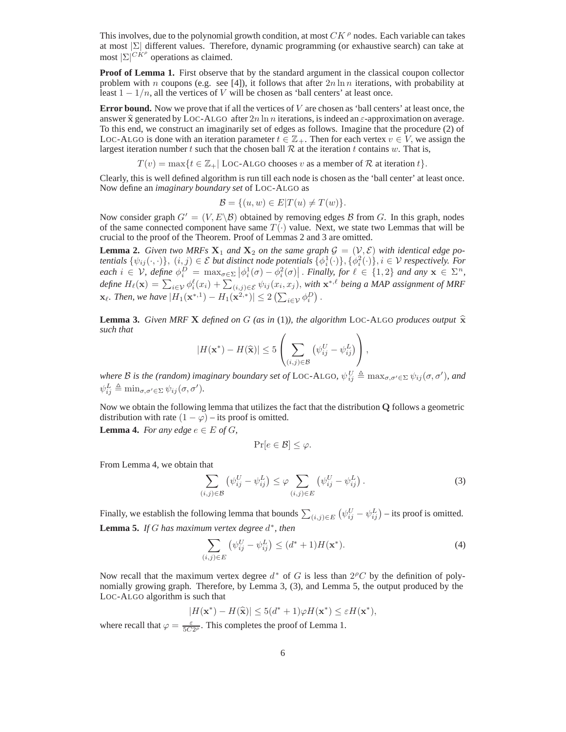This involves, due to the polynomial growth condition, at most $CK^\rho$ nodes. Each variable can takes at most $|\Sigma|$ different values. Therefore, dynamic programming (or exhaustive search) can take at most $|\Sigma|^{CK^\rho}$ operations as claimed.

**Proof of Lemma 1.** First observe that by the standard argument in the classical coupon collector problem with $n$ coupons (e.g. see [4]), it follows that after $2n \ln n$ iterations, with probability at least $1 - 1/n$, all the vertices of $V$ will be chosen as 'ball centers' at least once.

**Error bound.** Now we prove that if all the vertices of $V$ are chosen as 'ball centers' at least once, the answer $\widehat{\mathbf{x}}$ generated by LOC-ALGO after $2n \ln n$ iterations, is indeed an $\varepsilon$-approximation on average. To this end, we construct an imaginarily set of edges as follows. Imagine that the procedure (2) of LOC-ALGO is done with an iteration parameter $t \in \mathbb{Z}_+$. Then for each vertex $v \in V$, we assign the largest iteration number $t$ such that the chosen ball $\mathcal{R}$ at the iteration $t$ contains $w$. That is,

$$T(v) = \max\{t \in \mathbb{Z}_+ | \text{ LOC-ALGO chooses } v \text{ as a member of } \mathcal{R} \text{ at iteration } t\}.$$

Clearly, this is well defined algorithm is run till each node is chosen as the 'ball center' at least once. Now define an *imaginary boundary set* of LOC-ALGO as

$$\mathcal{B} = \{(u, w) \in E | T(u) \neq T(w)\}.$$

Now consider graph $G' = (V, E \backslash \mathcal{B})$ obtained by removing edges $\mathcal{B}$ from $G$. In this graph, nodes of the same connected component have same $T(\cdot)$ value. Next, we state two Lemmas that will be crucial to the proof of the Theorem. Proof of Lemmas 2 and 3 are omitted.

**Lemma 2.** *Given two MRFs $\mathbf{X}_1$ and $\mathbf{X}_2$ on the same graph $\mathcal{G} = (\mathcal{V}, \mathcal{E})$ with identical edge potentials $\{\psi_{ij}(\cdot, \cdot)\}$, $(i, j) \in \mathcal{E}$ but distinct node potentials $\{\phi_i^1(\cdot)\}, \{\phi_i^2(\cdot)\}, i \in \mathcal{V}$ respectively. For each $i \in \mathcal{V}$, define $\phi_i^D = \max_{\sigma \in \Sigma} |\phi_i^1(\sigma) - \phi_i^2(\sigma)|$. Finally, for $\ell \in \{1, 2\}$ and any $\mathbf{x} \in \Sigma^n$, define $H_\ell(\mathbf{x}) = \sum_{i \in \mathcal{V}} \phi_i^\ell(x_i) + \sum_{(i,j) \in \mathcal{E}} \psi_{ij}(x_i, x_j)$, with $\mathbf{x}^{*,\ell}$ being a MAP assignment of MRF $\mathbf{x}_\ell$. Then, we have $|H_1(\mathbf{x}^{*,1}) - H_1(\mathbf{x}^{2,*})| \leq 2\left(\sum_{i \in \mathcal{V}} \phi_i^D\right)$.*

**Lemma 3.** *Given MRF $\mathbf{X}$ defined on $G$ (as in (1)), the algorithm LOC-ALGO produces output $\widehat{\mathbf{x}}$ such that*

$$|H(\mathbf{x}^*) - H(\widehat{\mathbf{x}})| \leq 5 \left( \sum_{(i,j) \in \mathcal{B}} \left( \psi_{ij}^U - \psi_{ij}^L \right) \right),$$

*where $\mathcal{B}$ is the (random) imaginary boundary set of LOC-ALGO, $\psi_{ij}^U \triangleq \max_{\sigma, \sigma' \in \Sigma} \psi_{ij}(\sigma, \sigma')$, and $\psi_{ij}^L \triangleq \min_{\sigma, \sigma' \in \Sigma} \psi_{ij}(\sigma, \sigma')$.*

Now we obtain the following lemma that utilizes the fact that the distribution $\mathbf{Q}$ follows a geometric distribution with rate $(1 - \varphi)$ – its proof is omitted.

**Lemma 4.** *For any edge $e \in E$ of $G$,*

$$\Pr[e \in \mathcal{B}] \leq \varphi.$$

From Lemma 4, we obtain that

$$\sum_{(i,j) \in \mathcal{B}} \left( \psi_{ij}^U - \psi_{ij}^L \right) \leq \varphi \sum_{(i,j) \in E} \left( \psi_{ij}^U - \psi_{ij}^L \right). \tag{3}$$

Finally, we establish the following lemma that bounds $\sum_{(i,j) \in E} \left( \psi_{ij}^U - \psi_{ij}^L \right)$ – its proof is omitted.

**Lemma 5.** *If $G$ has maximum vertex degree $d^*$, then*

$$\sum_{(i,j) \in E} \left( \psi_{ij}^U - \psi_{ij}^L \right) \leq (d^* + 1) H(\mathbf{x}^*). \tag{4}$$

Now recall that the maximum vertex degree $d^*$ of $G$ is less than $2^\rho C$ by the definition of polynomially growing graph. Therefore, by Lemma 3, (3), and Lemma 5, the output produced by the LOC-ALGO algorithm is such that

$$|H(\mathbf{x}^*) - H(\widehat{\mathbf{x}})| \leq 5(d^* + 1)\varphi H(\mathbf{x}^*) \leq \varepsilon H(\mathbf{x}^*),$$

where recall that $\varphi = \frac{\varepsilon}{5C2^\rho}$. This completes the proof of Lemma 1.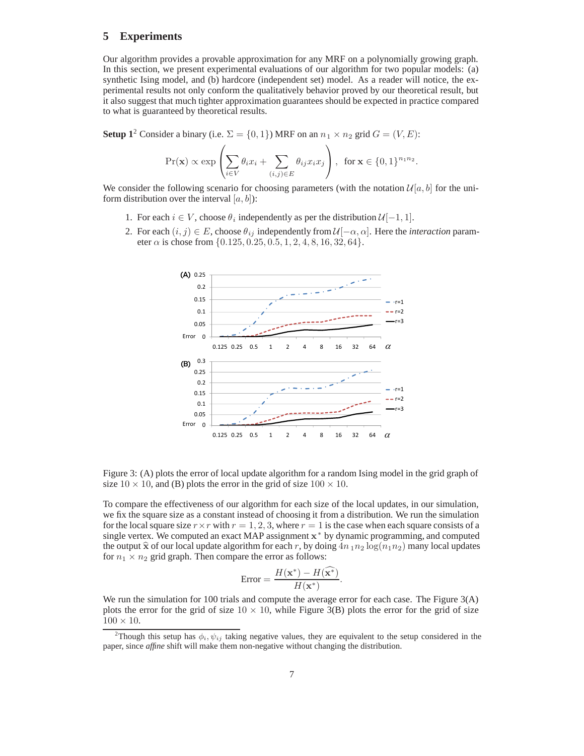## 5 Experiments

Our algorithm provides a provable approximation for any MRF on a polynomially growing graph. In this section, we present experimental evaluations of our algorithm for two popular models: (a) synthetic Ising model, and (b) hardcore (independent set) model. As a reader will notice, the experimental results not only conform the qualitatively behavior proved by our theoretical result, but it also suggest that much tighter approximation guarantees should be expected in practice compared to what is guaranteed by theoretical results.

**Setup 1**[2] Consider a binary (i.e. $\Sigma = \{0, 1\}$) MRF on an $n_1 \times n_2$ grid $G = (V, E)$:

$$\Pr(\mathbf{x}) \propto \exp\left(\sum_{i \in V} \theta_i x_i + \sum_{(i,j) \in E} \theta_{ij} x_i x_j\right), \quad \text{for } \mathbf{x} \in \{0,1\}^{n_1 n_2}.$$

We consider the following scenario for choosing parameters (with the notation $\mathcal{U}[a, b]$ for the uniform distribution over the interval $[a, b]$):

1. For each $i \in V$, choose $\theta_i$ independently as per the distribution $\mathcal{U}[-1, 1]$.
2. For each $(i, j) \in E$, choose $\theta_{ij}$ independently from $\mathcal{U}[-\alpha, \alpha]$. Here the *interaction* parameter $\alpha$ is chose from $\{0.125, 0.25, 0.5, 1, 2, 4, 8, 16, 32, 64\}$.

Figure 3: (A) plots the error of local update algorithm for a random Ising model in the grid graph of size $10 \times 10$, and (B) plots the error in the grid of size $100 \times 10$.

To compare the effectiveness of our algorithm for each size of the local updates, in our simulation, we fix the square size as a constant instead of choosing it from a distribution. We run the simulation for the local square size $r \times r$ with $r = 1, 2, 3$, where $r = 1$ is the case when each square consists of a single vertex. We computed an exact MAP assignment $\mathbf{x}^*$ by dynamic programming, and computed the output $\widehat{\mathbf{x}}$ of our local update algorithm for each $r$, by doing $4n_1 n_2 \log(n_1 n_2)$ many local updates for $n_1 \times n_2$ grid graph. Then compare the error as follows:

$$\text{Error} = \frac{H(\mathbf{x}^*) - H(\widehat{\mathbf{x}^*})}{H(\mathbf{x}^*)}.$$

We run the simulation for 100 trials and compute the average error for each case. The Figure 3(A) plots the error for the grid of size $10 \times 10$, while Figure 3(B) plots the error for the grid of size $100 \times 10$.

[2]Though this setup has $\phi_i, \psi_{ij}$ taking negative values, they are equivalent to the setup considered in the paper, since *affine* shift will make them non-negative without changing the distribution.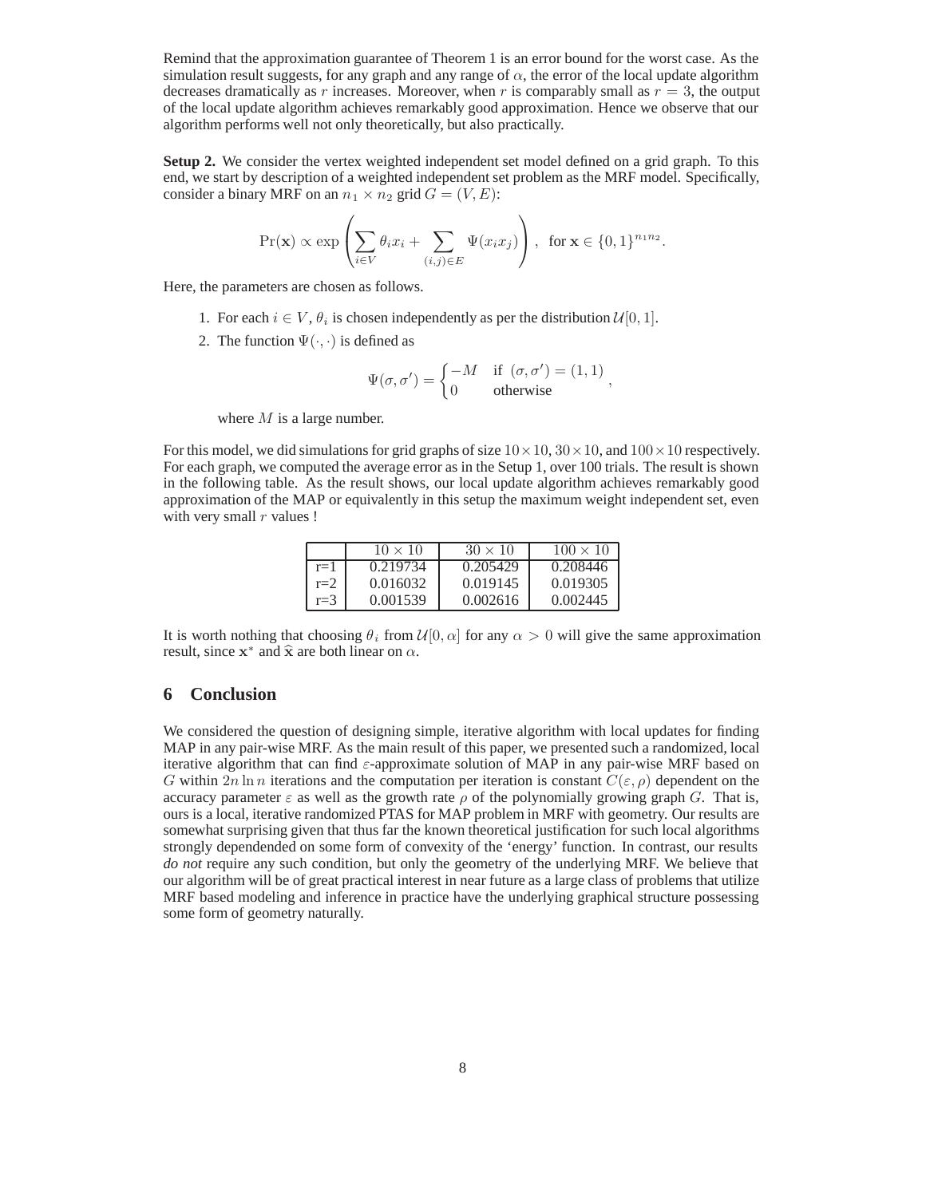Remind that the approximation guarantee of Theorem 1 is an error bound for the worst case. As the simulation result suggests, for any graph and any range of $\alpha$, the error of the local update algorithm decreases dramatically as $r$ increases. Moreover, when $r$ is comparably small as $r = 3$, the output of the local update algorithm achieves remarkably good approximation. Hence we observe that our algorithm performs well not only theoretically, but also practically.

**Setup 2.** We consider the vertex weighted independent set model defined on a grid graph. To this end, we start by description of a weighted independent set problem as the MRF model. Specifically, consider a binary MRF on an $n_1 \times n_2$ grid $G = (V, E)$:

$$\Pr(\mathbf{x}) \propto \exp\left(\sum_{i \in V} \theta_i x_i + \sum_{(i,j) \in E} \Psi(x_i x_j)\right), \text{ for } \mathbf{x} \in \{0,1\}^{n_1 n_2}.$$

Here, the parameters are chosen as follows.

1. For each $i \in V$, $\theta_i$ is chosen independently as per the distribution $\mathcal{U}[0, 1]$.
2. The function $\Psi(\cdot, \cdot)$ is defined as

$$\Psi(\sigma, \sigma') = \begin{cases} -M & \text{if } (\sigma, \sigma') = (1,1) \\ 0 & \text{otherwise} \end{cases},$$

   where $M$ is a large number.

For this model, we did simulations for grid graphs of size $10 \times 10$, $30 \times 10$, and $100 \times 10$ respectively. For each graph, we computed the average error as in the Setup 1, over 100 trials. The result is shown in the following table. As the result shows, our local update algorithm achieves remarkably good approximation of the MAP or equivalently in this setup the maximum weight independent set, even with very small $r$ values !

| | $10 \times 10$ | $30 \times 10$ | $100 \times 10$ |
|---|---|---|---|
| r=1 | 0.219734 | 0.205429 | 0.208446 |
| r=2 | 0.016032 | 0.019145 | 0.019305 |
| r=3 | 0.001539 | 0.002616 | 0.002445 |

It is worth nothing that choosing $\theta_i$ from $\mathcal{U}[0, \alpha]$ for any $\alpha > 0$ will give the same approximation result, since $\mathbf{x}^*$ and $\widehat{\mathbf{x}}$ are both linear on $\alpha$.

## 6 Conclusion

We considered the question of designing simple, iterative algorithm with local updates for finding MAP in any pair-wise MRF. As the main result of this paper, we presented such a randomized, local iterative algorithm that can find $\varepsilon$-approximate solution of MAP in any pair-wise MRF based on $G$ within $2n \ln n$ iterations and the computation per iteration is constant $C(\varepsilon, \rho)$ dependent on the accuracy parameter $\varepsilon$ as well as the growth rate $\rho$ of the polynomially growing graph $G$. That is, ours is a local, iterative randomized PTAS for MAP problem in MRF with geometry. Our results are somewhat surprising given that thus far the known theoretical justification for such local algorithms strongly dependended on some form of convexity of the 'energy' function. In contrast, our results *do not* require any such condition, but only the geometry of the underlying MRF. We believe that our algorithm will be of great practical interest in near future as a large class of problems that utilize MRF based modeling and inference in practice have the underlying graphical structure possessing some form of geometry naturally.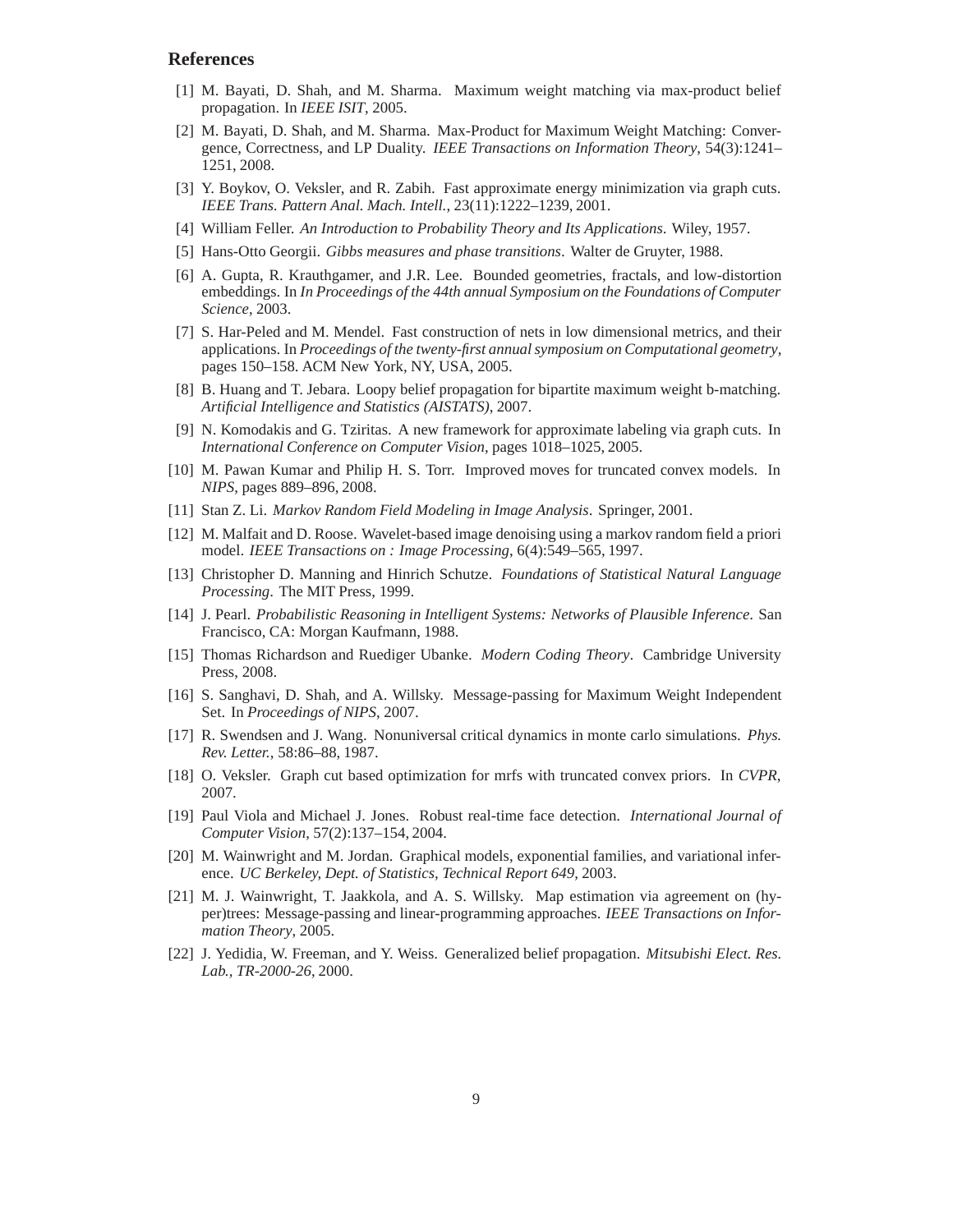## References

[1] M. Bayati, D. Shah, and M. Sharma. Maximum weight matching via max-product belief propagation. In *IEEE ISIT*, 2005.

[2] M. Bayati, D. Shah, and M. Sharma. Max-Product for Maximum Weight Matching: Convergence, Correctness, and LP Duality. *IEEE Transactions on Information Theory*, 54(3):1241–1251, 2008.

[3] Y. Boykov, O. Veksler, and R. Zabih. Fast approximate energy minimization via graph cuts. *IEEE Trans. Pattern Anal. Mach. Intell.*, 23(11):1222–1239, 2001.

[4] William Feller. *An Introduction to Probability Theory and Its Applications*. Wiley, 1957.

[5] Hans-Otto Georgii. *Gibbs measures and phase transitions*. Walter de Gruyter, 1988.

[6] A. Gupta, R. Krauthgamer, and J.R. Lee. Bounded geometries, fractals, and low-distortion embeddings. In *In Proceedings of the 44th annual Symposium on the Foundations of Computer Science*, 2003.

[7] S. Har-Peled and M. Mendel. Fast construction of nets in low dimensional metrics, and their applications. In *Proceedings of the twenty-first annual symposium on Computational geometry*, pages 150–158. ACM New York, NY, USA, 2005.

[8] B. Huang and T. Jebara. Loopy belief propagation for bipartite maximum weight b-matching. *Artificial Intelligence and Statistics (AISTATS)*, 2007.

[9] N. Komodakis and G. Tziritas. A new framework for approximate labeling via graph cuts. In *International Conference on Computer Vision*, pages 1018–1025, 2005.

[10] M. Pawan Kumar and Philip H. S. Torr. Improved moves for truncated convex models. In *NIPS*, pages 889–896, 2008.

[11] Stan Z. Li. *Markov Random Field Modeling in Image Analysis*. Springer, 2001.

[12] M. Malfait and D. Roose. Wavelet-based image denoising using a markov random field a priori model. *IEEE Transactions on : Image Processing*, 6(4):549–565, 1997.

[13] Christopher D. Manning and Hinrich Schutze. *Foundations of Statistical Natural Language Processing*. The MIT Press, 1999.

[14] J. Pearl. *Probabilistic Reasoning in Intelligent Systems: Networks of Plausible Inference*. San Francisco, CA: Morgan Kaufmann, 1988.

[15] Thomas Richardson and Ruediger Ubanke. *Modern Coding Theory*. Cambridge University Press, 2008.

[16] S. Sanghavi, D. Shah, and A. Willsky. Message-passing for Maximum Weight Independent Set. In *Proceedings of NIPS*, 2007.

[17] R. Swendsen and J. Wang. Nonuniversal critical dynamics in monte carlo simulations. *Phys. Rev. Letter.*, 58:86–88, 1987.

[18] O. Veksler. Graph cut based optimization for mrfs with truncated convex priors. In *CVPR*, 2007.

[19] Paul Viola and Michael J. Jones. Robust real-time face detection. *International Journal of Computer Vision*, 57(2):137–154, 2004.

[20] M. Wainwright and M. Jordan. Graphical models, exponential families, and variational inference. *UC Berkeley, Dept. of Statistics, Technical Report 649*, 2003.

[21] M. J. Wainwright, T. Jaakkola, and A. S. Willsky. Map estimation via agreement on (hyper)trees: Message-passing and linear-programming approaches. *IEEE Transactions on Information Theory*, 2005.

[22] J. Yedidia, W. Freeman, and Y. Weiss. Generalized belief propagation. *Mitsubishi Elect. Res. Lab., TR-2000-26*, 2000.